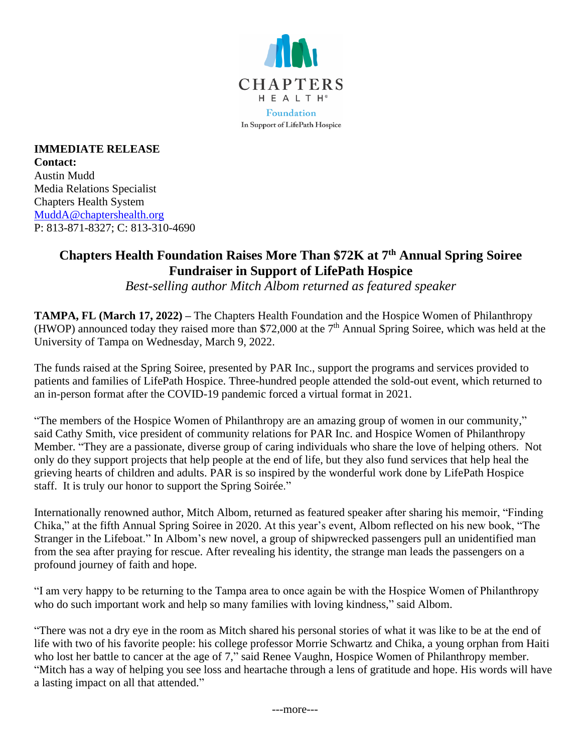CHAPTERS HEALTH® Foundation
In Support of LifePath Hospice

**IMMEDIATE RELEASE**
**Contact:**
Austin Mudd
Media Relations Specialist
Chapters Health System
MuddA@chaptershealth.org
P: 813-871-8327; C: 813-310-4690

# Chapters Health Foundation Raises More Than $72K at 7th Annual Spring Soiree Fundraiser in Support of LifePath Hospice

*Best-selling author Mitch Albom returned as featured speaker*

**TAMPA, FL (March 17, 2022) –** The Chapters Health Foundation and the Hospice Women of Philanthropy (HWOP) announced today they raised more than $72,000 at the 7th Annual Spring Soiree, which was held at the University of Tampa on Wednesday, March 9, 2022.

The funds raised at the Spring Soiree, presented by PAR Inc., support the programs and services provided to patients and families of LifePath Hospice. Three-hundred people attended the sold-out event, which returned to an in-person format after the COVID-19 pandemic forced a virtual format in 2021.

"The members of the Hospice Women of Philanthropy are an amazing group of women in our community," said Cathy Smith, vice president of community relations for PAR Inc. and Hospice Women of Philanthropy Member. "They are a passionate, diverse group of caring individuals who share the love of helping others. Not only do they support projects that help people at the end of life, but they also fund services that help heal the grieving hearts of children and adults. PAR is so inspired by the wonderful work done by LifePath Hospice staff. It is truly our honor to support the Spring Soirée."

Internationally renowned author, Mitch Albom, returned as featured speaker after sharing his memoir, "Finding Chika," at the fifth Annual Spring Soiree in 2020. At this year's event, Albom reflected on his new book, "The Stranger in the Lifeboat." In Albom's new novel, a group of shipwrecked passengers pull an unidentified man from the sea after praying for rescue. After revealing his identity, the strange man leads the passengers on a profound journey of faith and hope.

"I am very happy to be returning to the Tampa area to once again be with the Hospice Women of Philanthropy who do such important work and help so many families with loving kindness," said Albom.

"There was not a dry eye in the room as Mitch shared his personal stories of what it was like to be at the end of life with two of his favorite people: his college professor Morrie Schwartz and Chika, a young orphan from Haiti who lost her battle to cancer at the age of 7," said Renee Vaughn, Hospice Women of Philanthropy member. "Mitch has a way of helping you see loss and heartache through a lens of gratitude and hope. His words will have a lasting impact on all that attended."

---more---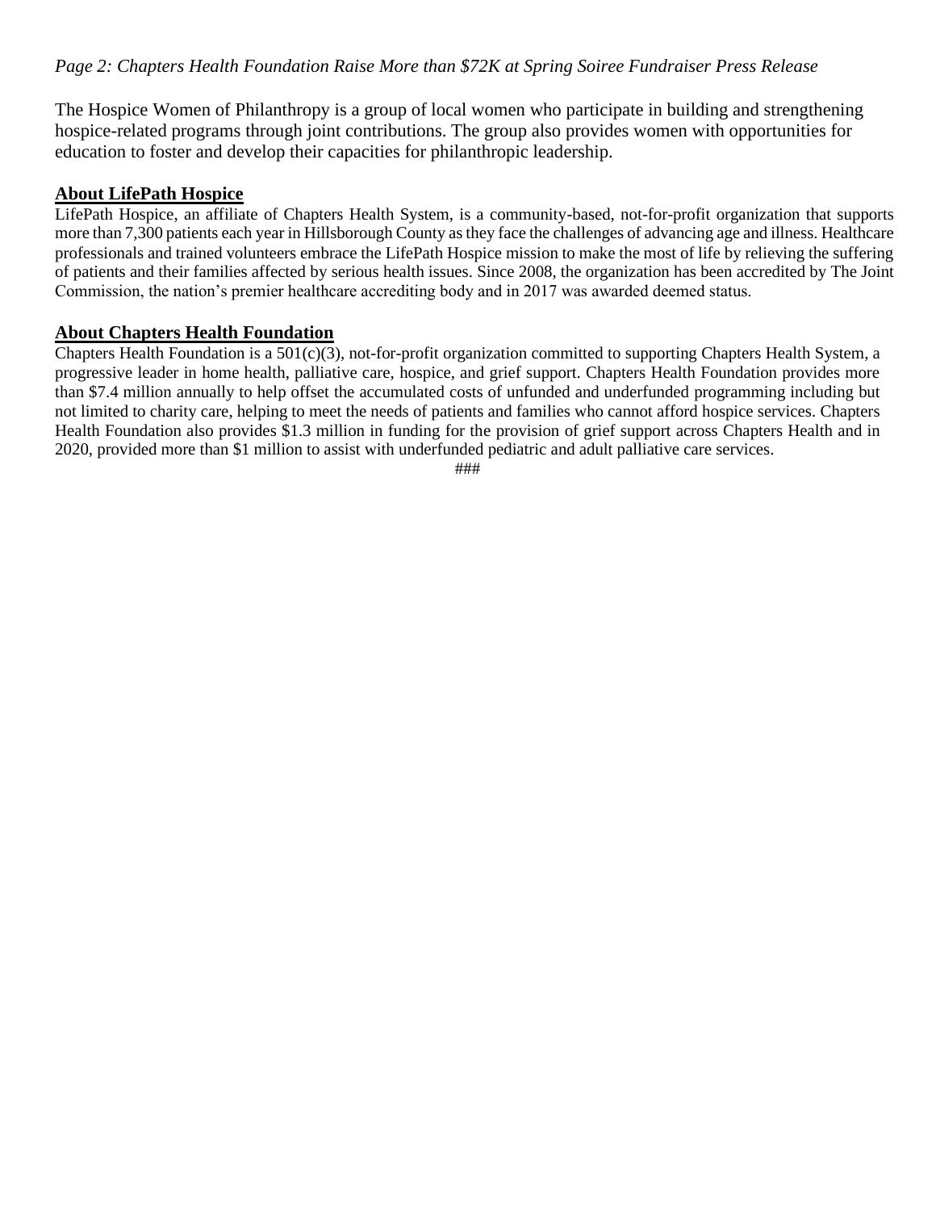The Hospice Women of Philanthropy is a group of local women who participate in building and strengthening hospice-related programs through joint contributions. The group also provides women with opportunities for education to foster and develop their capacities for philanthropic leadership.

## **About LifePath Hospice**

LifePath Hospice, an affiliate of Chapters Health System, is a community-based, not-for-profit organization that supports more than 7,300 patients each year in Hillsborough County as they face the challenges of advancing age and illness. Healthcare professionals and trained volunteers embrace the LifePath Hospice mission to make the most of life by relieving the suffering of patients and their families affected by serious health issues. Since 2008, the organization has been accredited by The Joint Commission, the nation's premier healthcare accrediting body and in 2017 was awarded deemed status.

## **About Chapters Health Foundation**

Chapters Health Foundation is a 501(c)(3), not-for-profit organization committed to supporting Chapters Health System, a progressive leader in home health, palliative care, hospice, and grief support. Chapters Health Foundation provides more than $7.4 million annually to help offset the accumulated costs of unfunded and underfunded programming including but not limited to charity care, helping to meet the needs of patients and families who cannot afford hospice services. Chapters Health Foundation also provides $1.3 million in funding for the provision of grief support across Chapters Health and in 2020, provided more than $1 million to assist with underfunded pediatric and adult palliative care services.

###